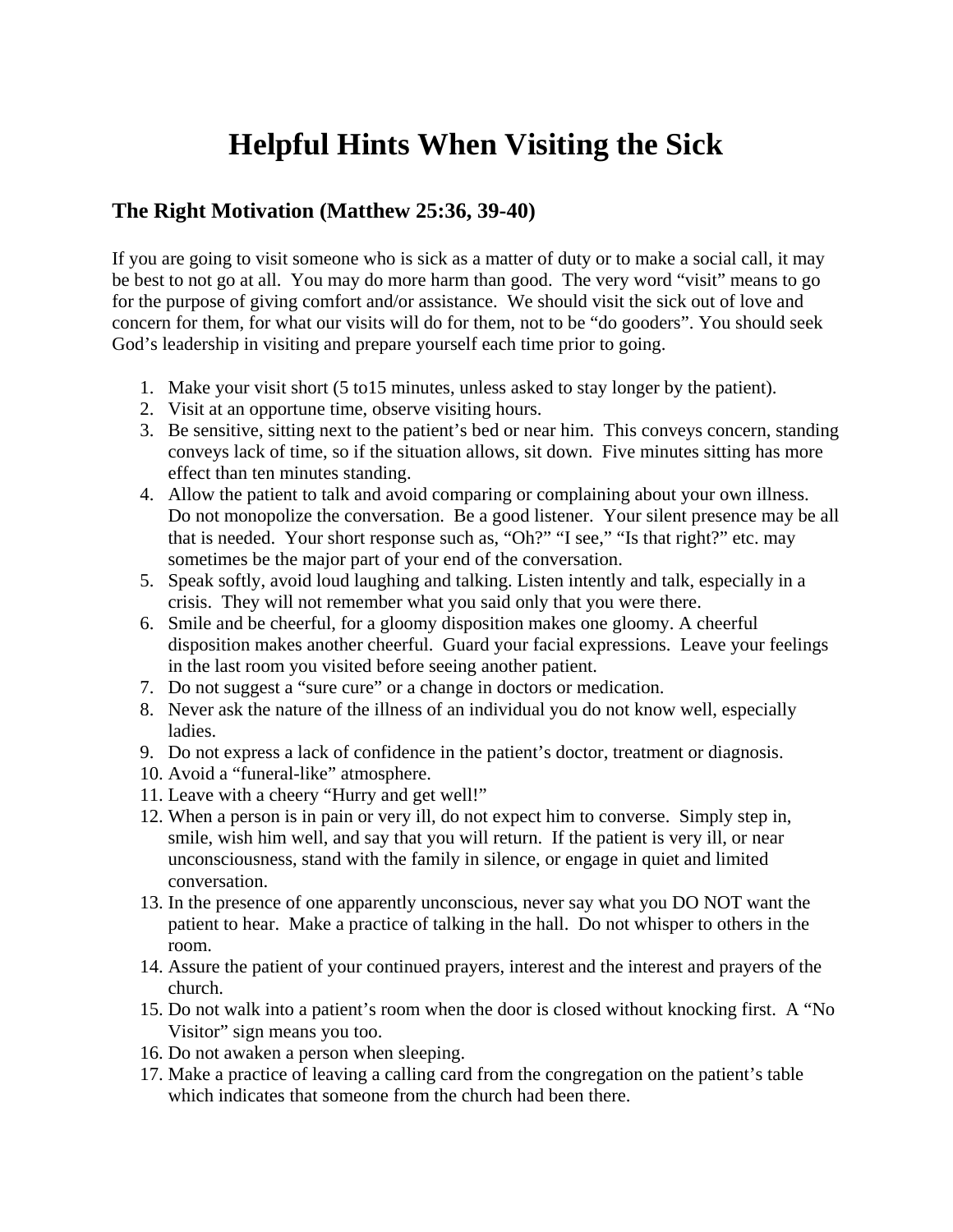# Helpful Hints When Visiting the Sick

## The Right Motivation (Matthew 25:36, 39-40)

If you are going to visit someone who is sick as a matter of duty or to make a social call, it may be best to not go at all. You may do more harm than good. The very word "visit" means to go for the purpose of giving comfort and/or assistance. We should visit the sick out of love and concern for them, for what our visits will do for them, not to be "do gooders". You should seek God's leadership in visiting and prepare yourself each time prior to going.

1. Make your visit short (5 to15 minutes, unless asked to stay longer by the patient).
2. Visit at an opportune time, observe visiting hours.
3. Be sensitive, sitting next to the patient's bed or near him. This conveys concern, standing conveys lack of time, so if the situation allows, sit down. Five minutes sitting has more effect than ten minutes standing.
4. Allow the patient to talk and avoid comparing or complaining about your own illness. Do not monopolize the conversation. Be a good listener. Your silent presence may be all that is needed. Your short response such as, "Oh?" "I see," "Is that right?" etc. may sometimes be the major part of your end of the conversation.
5. Speak softly, avoid loud laughing and talking. Listen intently and talk, especially in a crisis. They will not remember what you said only that you were there.
6. Smile and be cheerful, for a gloomy disposition makes one gloomy. A cheerful disposition makes another cheerful. Guard your facial expressions. Leave your feelings in the last room you visited before seeing another patient.
7. Do not suggest a "sure cure" or a change in doctors or medication.
8. Never ask the nature of the illness of an individual you do not know well, especially ladies.
9. Do not express a lack of confidence in the patient's doctor, treatment or diagnosis.
10. Avoid a "funeral-like" atmosphere.
11. Leave with a cheery "Hurry and get well!"
12. When a person is in pain or very ill, do not expect him to converse. Simply step in, smile, wish him well, and say that you will return. If the patient is very ill, or near unconsciousness, stand with the family in silence, or engage in quiet and limited conversation.
13. In the presence of one apparently unconscious, never say what you DO NOT want the patient to hear. Make a practice of talking in the hall. Do not whisper to others in the room.
14. Assure the patient of your continued prayers, interest and the interest and prayers of the church.
15. Do not walk into a patient's room when the door is closed without knocking first. A "No Visitor" sign means you too.
16. Do not awaken a person when sleeping.
17. Make a practice of leaving a calling card from the congregation on the patient's table which indicates that someone from the church had been there.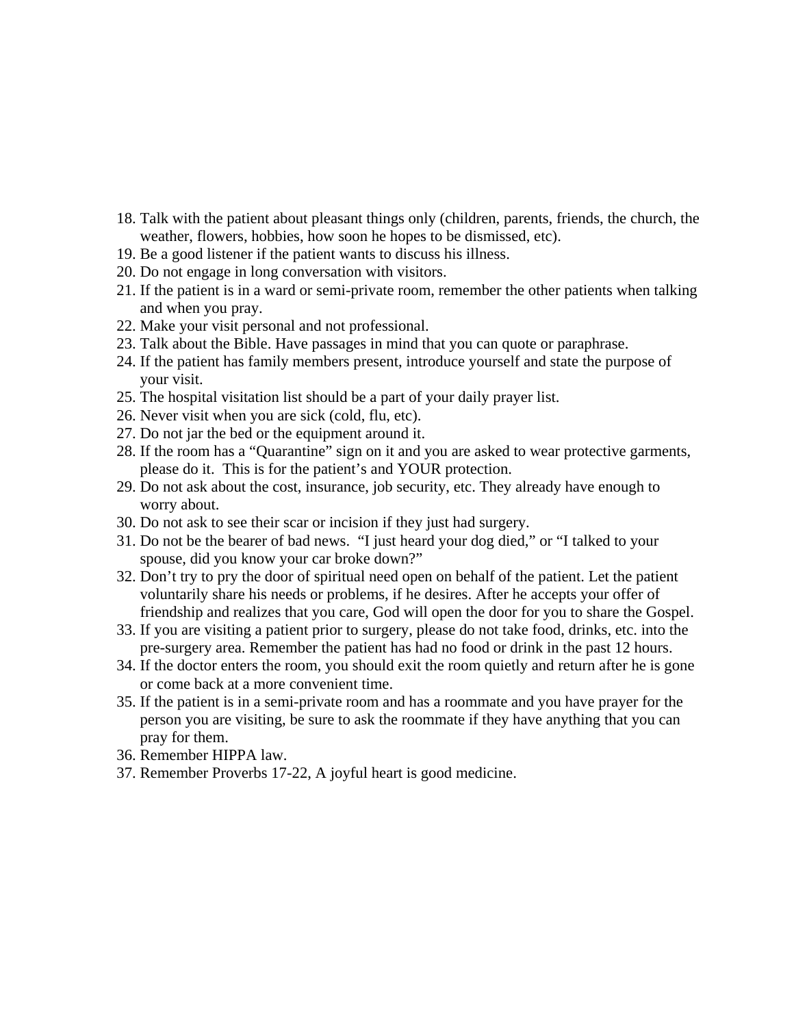18. Talk with the patient about pleasant things only (children, parents, friends, the church, the weather, flowers, hobbies, how soon he hopes to be dismissed, etc).
19. Be a good listener if the patient wants to discuss his illness.
20. Do not engage in long conversation with visitors.
21. If the patient is in a ward or semi-private room, remember the other patients when talking and when you pray.
22. Make your visit personal and not professional.
23. Talk about the Bible. Have passages in mind that you can quote or paraphrase.
24. If the patient has family members present, introduce yourself and state the purpose of your visit.
25. The hospital visitation list should be a part of your daily prayer list.
26. Never visit when you are sick (cold, flu, etc).
27. Do not jar the bed or the equipment around it.
28. If the room has a "Quarantine" sign on it and you are asked to wear protective garments, please do it. This is for the patient's and YOUR protection.
29. Do not ask about the cost, insurance, job security, etc. They already have enough to worry about.
30. Do not ask to see their scar or incision if they just had surgery.
31. Do not be the bearer of bad news. "I just heard your dog died," or "I talked to your spouse, did you know your car broke down?"
32. Don't try to pry the door of spiritual need open on behalf of the patient. Let the patient voluntarily share his needs or problems, if he desires. After he accepts your offer of friendship and realizes that you care, God will open the door for you to share the Gospel.
33. If you are visiting a patient prior to surgery, please do not take food, drinks, etc. into the pre-surgery area. Remember the patient has had no food or drink in the past 12 hours.
34. If the doctor enters the room, you should exit the room quietly and return after he is gone or come back at a more convenient time.
35. If the patient is in a semi-private room and has a roommate and you have prayer for the person you are visiting, be sure to ask the roommate if they have anything that you can pray for them.
36. Remember HIPPA law.
37. Remember Proverbs 17-22, A joyful heart is good medicine.